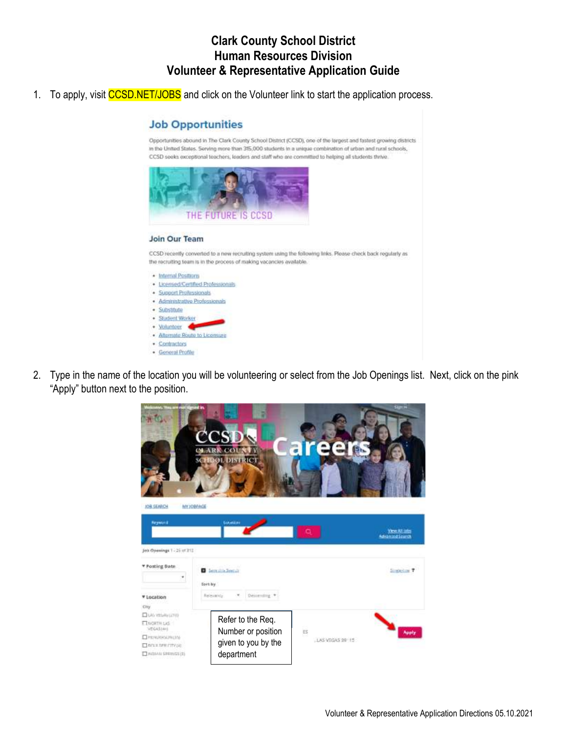# Clark County School District
## Human Resources Division
## Volunteer & Representative Application Guide

1. To apply, visit CCSD.NET/JOBS and click on the Volunteer link to start the application process.

2. Type in the name of the location you will be volunteering or select from the Job Openings list. Next, click on the pink "Apply" button next to the position.

Refer to the Req. Number or position given to you by the department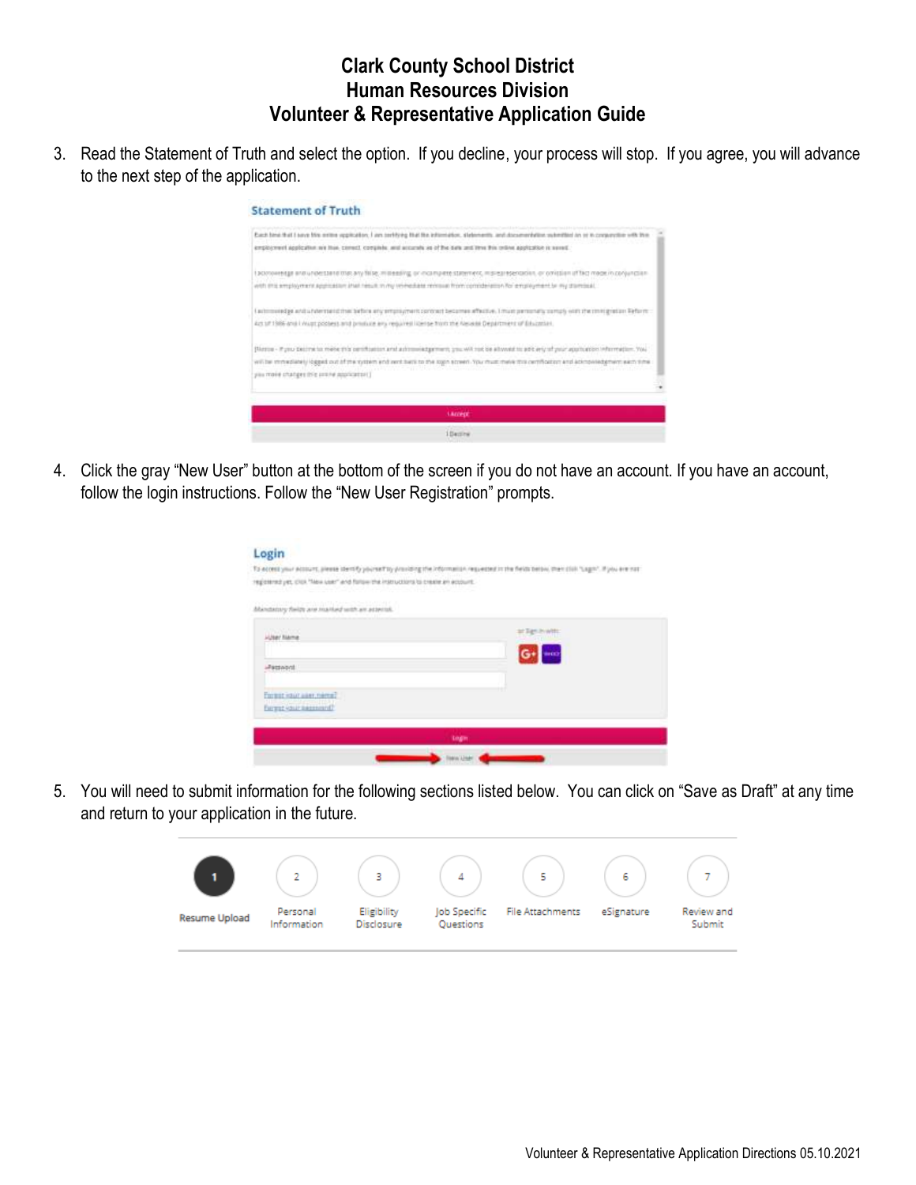# Clark County School District
## Human Resources Division
## Volunteer & Representative Application Guide

3. Read the Statement of Truth and select the option. If you decline, your process will stop. If you agree, you will advance to the next step of the application.

4. Click the gray "New User" button at the bottom of the screen if you do not have an account. If you have an account, follow the login instructions. Follow the "New User Registration" prompts.

5. You will need to submit information for the following sections listed below. You can click on "Save as Draft" at any time and return to your application in the future.

| 1 | 2 | 3 | 4 | 5 | 6 | 7 |
|---|---|---|---|---|---|---|
| Resume Upload | Personal Information | Eligibility Disclosure | Job Specific Questions | File Attachments | eSignature | Review and Submit |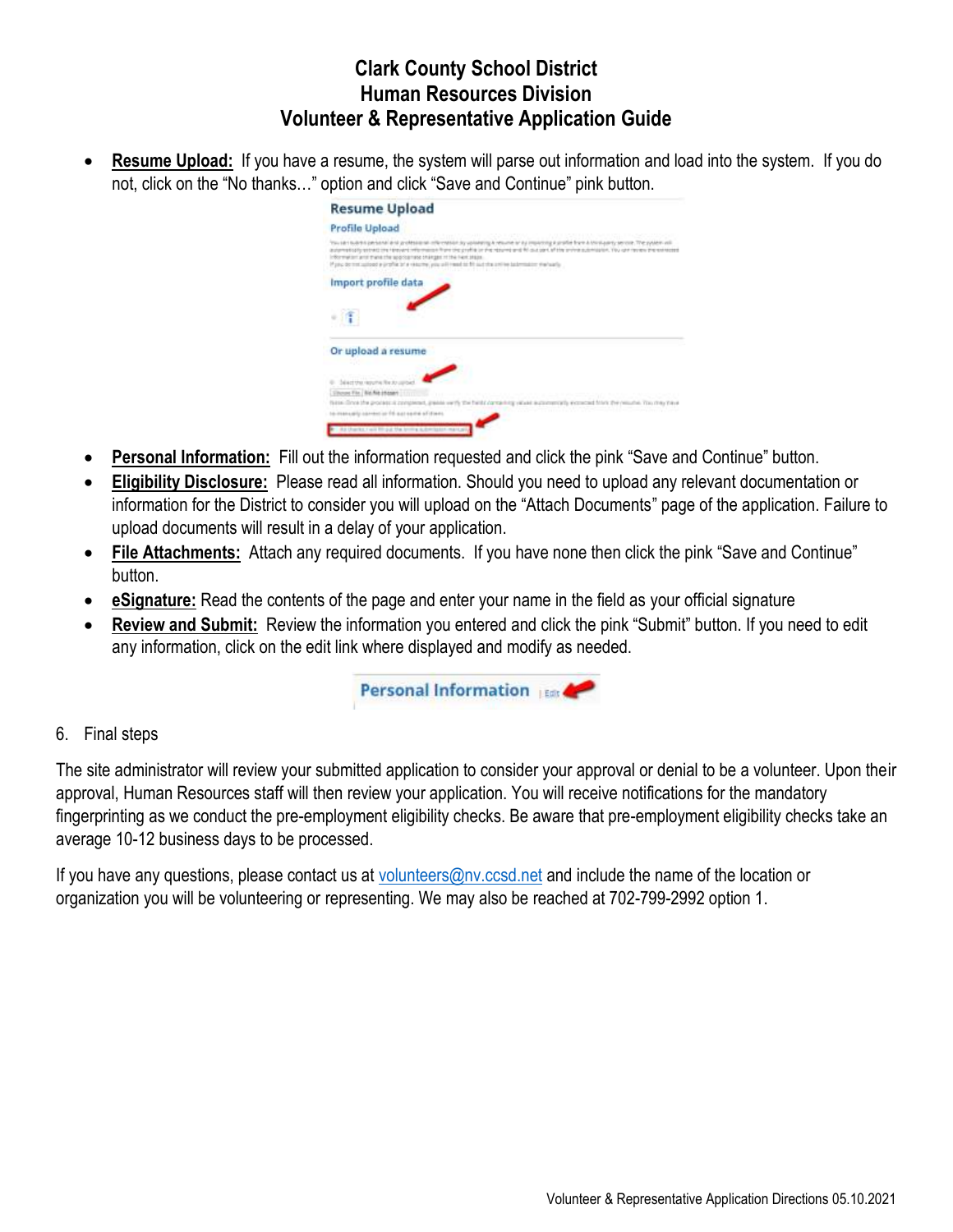# Clark County School District
## Human Resources Division
## Volunteer & Representative Application Guide

- **Resume Upload:** If you have a resume, the system will parse out information and load into the system. If you do not, click on the "No thanks…" option and click "Save and Continue" pink button.
- **Personal Information:** Fill out the information requested and click the pink "Save and Continue" button.
- **Eligibility Disclosure:** Please read all information. Should you need to upload any relevant documentation or information for the District to consider you will upload on the "Attach Documents" page of the application. Failure to upload documents will result in a delay of your application.
- **File Attachments:** Attach any required documents. If you have none then click the pink "Save and Continue" button.
- **eSignature:** Read the contents of the page and enter your name in the field as your official signature
- **Review and Submit:** Review the information you entered and click the pink "Submit" button. If you need to edit any information, click on the edit link where displayed and modify as needed.

6. Final steps

The site administrator will review your submitted application to consider your approval or denial to be a volunteer. Upon their approval, Human Resources staff will then review your application. You will receive notifications for the mandatory fingerprinting as we conduct the pre-employment eligibility checks. Be aware that pre-employment eligibility checks take an average 10-12 business days to be processed.

If you have any questions, please contact us at volunteers@nv.ccsd.net and include the name of the location or organization you will be volunteering or representing. We may also be reached at 702-799-2992 option 1.